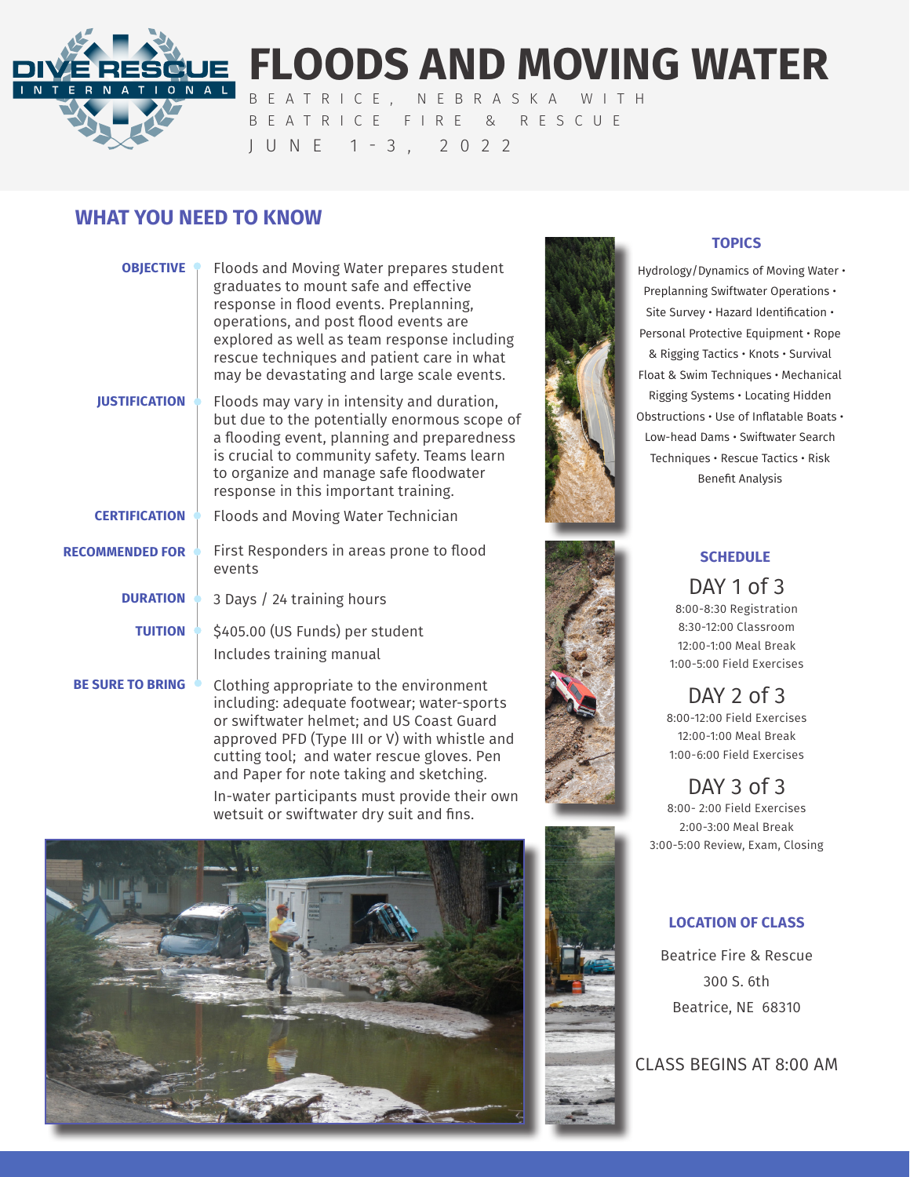DIVE RESCUE INTERNATIONAL

# FLOODS AND MOVING WATER

BEATRICE, NEBRASKA WITH
BEATRICE FIRE & RESCUE
JUNE 1-3, 2022

## WHAT YOU NEED TO KNOW

**OBJECTIVE**
Floods and Moving Water prepares student graduates to mount safe and effective response in flood events. Preplanning, operations, and post flood events are explored as well as team response including rescue techniques and patient care in what may be devastating and large scale events.

**JUSTIFICATION**
Floods may vary in intensity and duration, but due to the potentially enormous scope of a flooding event, planning and preparedness is crucial to community safety. Teams learn to organize and manage safe floodwater response in this important training.

**CERTIFICATION**
Floods and Moving Water Technician

**RECOMMENDED FOR**
First Responders in areas prone to flood events

**DURATION**
3 Days / 24 training hours

**TUITION**
$405.00 (US Funds) per student
Includes training manual

**BE SURE TO BRING**
Clothing appropriate to the environment including: adequate footwear; water-sports or swiftwater helmet; and US Coast Guard approved PFD (Type III or V) with whistle and cutting tool; and water rescue gloves. Pen and Paper for note taking and sketching.
In-water participants must provide their own wetsuit or swiftwater dry suit and fins.

### TOPICS

Hydrology/Dynamics of Moving Water • Preplanning Swiftwater Operations • Site Survey • Hazard Identification • Personal Protective Equipment • Rope & Rigging Tactics • Knots • Survival Float & Swim Techniques • Mechanical Rigging Systems • Locating Hidden Obstructions • Use of Inflatable Boats • Low-head Dams • Swiftwater Search Techniques • Rescue Tactics • Risk Benefit Analysis

### SCHEDULE

**DAY 1 of 3**
8:00-8:30 Registration
8:30-12:00 Classroom
12:00-1:00 Meal Break
1:00-5:00 Field Exercises

**DAY 2 of 3**
8:00-12:00 Field Exercises
12:00-1:00 Meal Break
1:00-6:00 Field Exercises

**DAY 3 of 3**
8:00- 2:00 Field Exercises
2:00-3:00 Meal Break
3:00-5:00 Review, Exam, Closing

### LOCATION OF CLASS

Beatrice Fire & Rescue
300 S. 6th
Beatrice, NE 68310

CLASS BEGINS AT 8:00 AM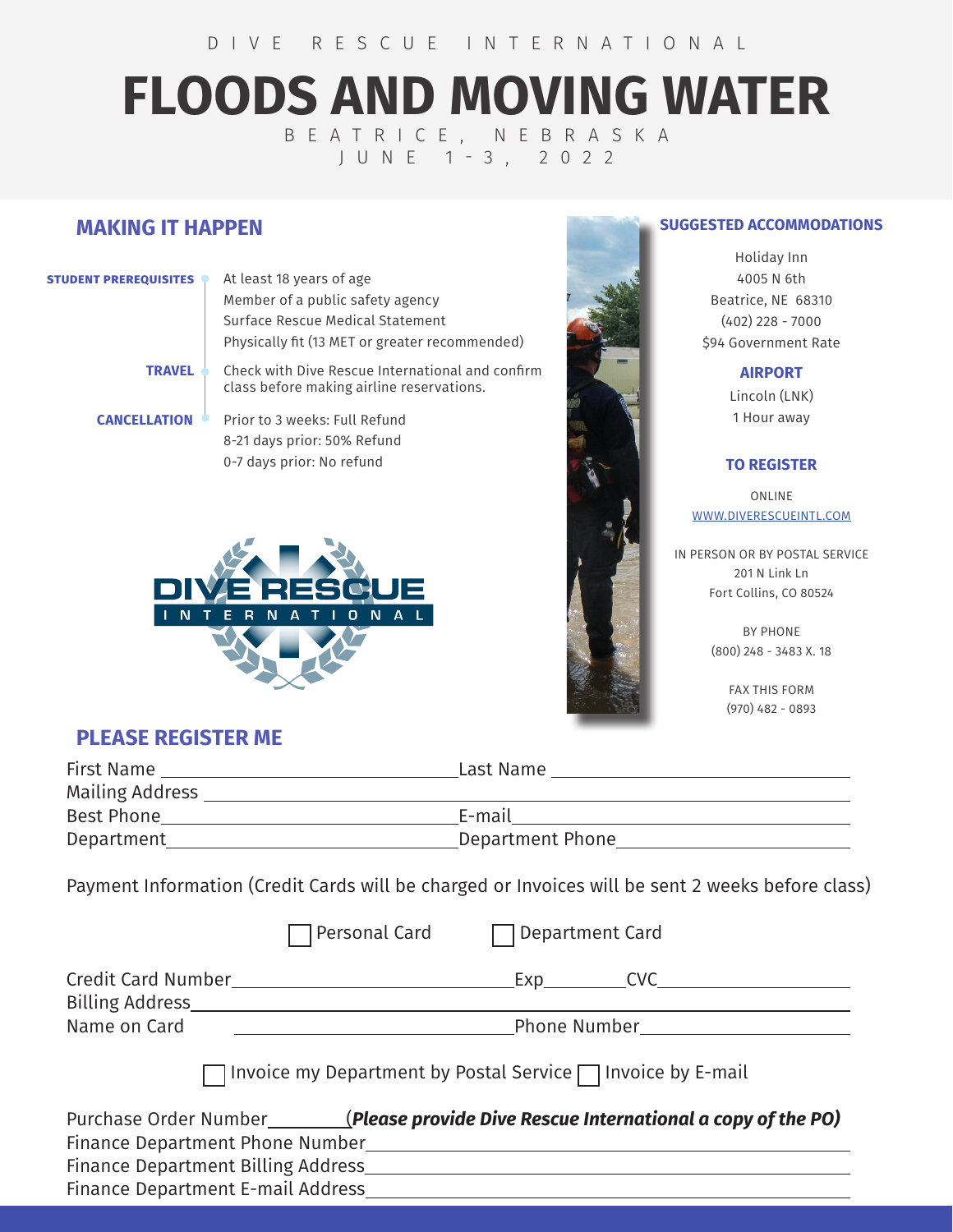DIVE RESCUE INTERNATIONAL

# FLOODS AND MOVING WATER

BEATRICE, NEBRASKA
JUNE 1-3, 2022

## MAKING IT HAPPEN

**STUDENT PREREQUISITES**

- At least 18 years of age
- Member of a public safety agency
- Surface Rescue Medical Statement
- Physically fit (13 MET or greater recommended)

**TRAVEL**

Check with Dive Rescue International and confirm class before making airline reservations.

**CANCELLATION**

Prior to 3 weeks: Full Refund
8-21 days prior: 50% Refund
0-7 days prior: No refund

## SUGGESTED ACCOMMODATIONS

Holiday Inn
4005 N 6th
Beatrice, NE 68310
(402) 228 - 7000
$94 Government Rate

**AIRPORT**

Lincoln (LNK)
1 Hour away

**TO REGISTER**

ONLINE
WWW.DIVERESCUEINTL.COM

IN PERSON OR BY POSTAL SERVICE
201 N Link Ln
Fort Collins, CO 80524

BY PHONE
(800) 248 - 3483 X. 18

FAX THIS FORM
(970) 482 - 0893

## PLEASE REGISTER ME

First Name ______________________ Last Name ______________________
Mailing Address ______________________________________________
Best Phone ______________________ E-mail ______________________
Department ______________________ Department Phone ______________________

Payment Information (Credit Cards will be charged or Invoices will be sent 2 weeks before class)

☐ Personal Card ☐ Department Card

Credit Card Number ______________________ Exp ________ CVC ______________
Billing Address ______________________________________________
Name on Card ______________________ Phone Number ______________________

☐ Invoice my Department by Postal Service ☐ Invoice by E-mail

Purchase Order Number ________ ***(Please provide Dive Rescue International a copy of the PO)***
Finance Department Phone Number ______________________
Finance Department Billing Address ______________________
Finance Department E-mail Address ______________________